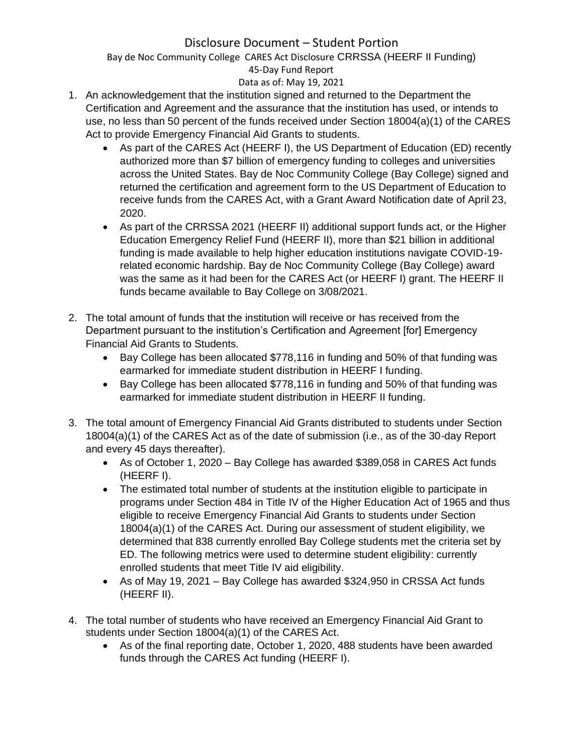# Disclosure Document – Student Portion

Bay de Noc Community College CARES Act Disclosure CRRSSA (HEERF II Funding)

45-Day Fund Report

Data as of: May 19, 2021

1. An acknowledgement that the institution signed and returned to the Department the Certification and Agreement and the assurance that the institution has used, or intends to use, no less than 50 percent of the funds received under Section 18004(a)(1) of the CARES Act to provide Emergency Financial Aid Grants to students.
   - As part of the CARES Act (HEERF I), the US Department of Education (ED) recently authorized more than $7 billion of emergency funding to colleges and universities across the United States. Bay de Noc Community College (Bay College) signed and returned the certification and agreement form to the US Department of Education to receive funds from the CARES Act, with a Grant Award Notification date of April 23, 2020.
   - As part of the CRRSSA 2021 (HEERF II) additional support funds act, or the Higher Education Emergency Relief Fund (HEERF II), more than $21 billion in additional funding is made available to help higher education institutions navigate COVID-19-related economic hardship. Bay de Noc Community College (Bay College) award was the same as it had been for the CARES Act (or HEERF I) grant. The HEERF II funds became available to Bay College on 3/08/2021.

2. The total amount of funds that the institution will receive or has received from the Department pursuant to the institution's Certification and Agreement [for] Emergency Financial Aid Grants to Students.
   - Bay College has been allocated $778,116 in funding and 50% of that funding was earmarked for immediate student distribution in HEERF I funding.
   - Bay College has been allocated $778,116 in funding and 50% of that funding was earmarked for immediate student distribution in HEERF II funding.

3. The total amount of Emergency Financial Aid Grants distributed to students under Section 18004(a)(1) of the CARES Act as of the date of submission (i.e., as of the 30-day Report and every 45 days thereafter).
   - As of October 1, 2020 – Bay College has awarded $389,058 in CARES Act funds (HEERF I).
   - The estimated total number of students at the institution eligible to participate in programs under Section 484 in Title IV of the Higher Education Act of 1965 and thus eligible to receive Emergency Financial Aid Grants to students under Section 18004(a)(1) of the CARES Act. During our assessment of student eligibility, we determined that 838 currently enrolled Bay College students met the criteria set by ED. The following metrics were used to determine student eligibility: currently enrolled students that meet Title IV aid eligibility.
   - As of May 19, 2021 – Bay College has awarded $324,950 in CRSSA Act funds (HEERF II).

4. The total number of students who have received an Emergency Financial Aid Grant to students under Section 18004(a)(1) of the CARES Act.
   - As of the final reporting date, October 1, 2020, 488 students have been awarded funds through the CARES Act funding (HEERF I).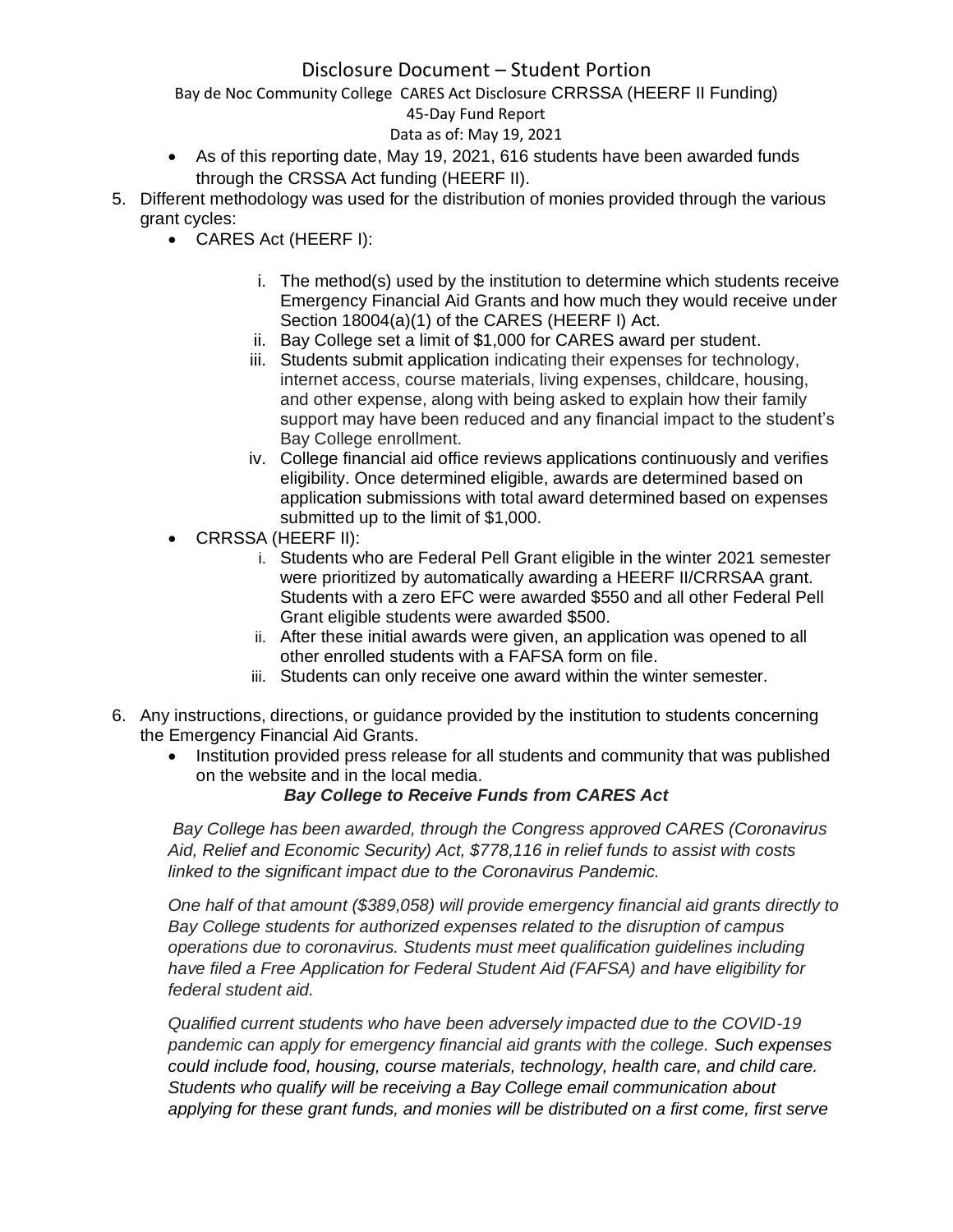Disclosure Document – Student Portion

Bay de Noc Community College CARES Act Disclosure CRRSSA (HEERF II Funding)

45-Day Fund Report

Data as of: May 19, 2021

- As of this reporting date, May 19, 2021, 616 students have been awarded funds through the CRSSA Act funding (HEERF II).

5. Different methodology was used for the distribution of monies provided through the various grant cycles:
    - CARES Act (HEERF I):
        i. The method(s) used by the institution to determine which students receive Emergency Financial Aid Grants and how much they would receive under Section 18004(a)(1) of the CARES (HEERF I) Act.
        ii. Bay College set a limit of $1,000 for CARES award per student.
        iii. Students submit application indicating their expenses for technology, internet access, course materials, living expenses, childcare, housing, and other expense, along with being asked to explain how their family support may have been reduced and any financial impact to the student's Bay College enrollment.
        iv. College financial aid office reviews applications continuously and verifies eligibility. Once determined eligible, awards are determined based on application submissions with total award determined based on expenses submitted up to the limit of $1,000.
    - CRRSSA (HEERF II):
        i. Students who are Federal Pell Grant eligible in the winter 2021 semester were prioritized by automatically awarding a HEERF II/CRRSAA grant. Students with a zero EFC were awarded $550 and all other Federal Pell Grant eligible students were awarded $500.
        ii. After these initial awards were given, an application was opened to all other enrolled students with a FAFSA form on file.
        iii. Students can only receive one award within the winter semester.

6. Any instructions, directions, or guidance provided by the institution to students concerning the Emergency Financial Aid Grants.
    - Institution provided press release for all students and community that was published on the website and in the local media.

***Bay College to Receive Funds from CARES Act***

*Bay College has been awarded, through the Congress approved CARES (Coronavirus Aid, Relief and Economic Security) Act, $778,116 in relief funds to assist with costs linked to the significant impact due to the Coronavirus Pandemic.*

*One half of that amount ($389,058) will provide emergency financial aid grants directly to Bay College students for authorized expenses related to the disruption of campus operations due to coronavirus. Students must meet qualification guidelines including have filed a Free Application for Federal Student Aid (FAFSA) and have eligibility for federal student aid.*

*Qualified current students who have been adversely impacted due to the COVID-19 pandemic can apply for emergency financial aid grants with the college. Such expenses could include food, housing, course materials, technology, health care, and child care. Students who qualify will be receiving a Bay College email communication about applying for these grant funds, and monies will be distributed on a first come, first serve*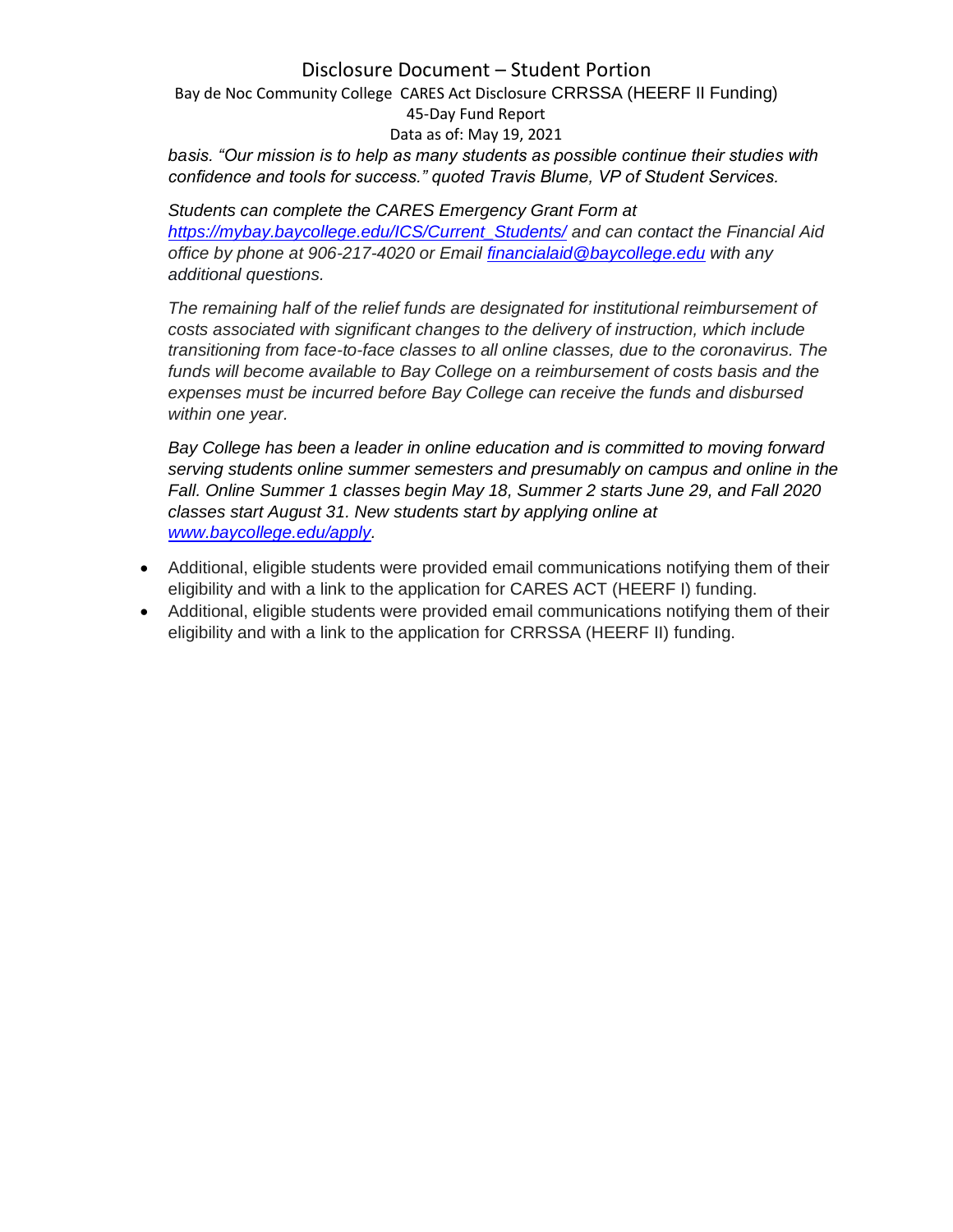*basis. "Our mission is to help as many students as possible continue their studies with confidence and tools for success." quoted Travis Blume, VP of Student Services.*

*Students can complete the CARES Emergency Grant Form at [https://mybay.baycollege.edu/ICS/Current_Students/](https://mybay.baycollege.edu/ICS/Current_Students/) and can contact the Financial Aid office by phone at 906-217-4020 or Email [financialaid@baycollege.edu](mailto:financialaid@baycollege.edu) with any additional questions.*

*The remaining half of the relief funds are designated for institutional reimbursement of costs associated with significant changes to the delivery of instruction, which include transitioning from face-to-face classes to all online classes, due to the coronavirus. The funds will become available to Bay College on a reimbursement of costs basis and the expenses must be incurred before Bay College can receive the funds and disbursed within one year.*

*Bay College has been a leader in online education and is committed to moving forward serving students online summer semesters and presumably on campus and online in the Fall. Online Summer 1 classes begin May 18, Summer 2 starts June 29, and Fall 2020 classes start August 31. New students start by applying online at [www.baycollege.edu/apply](http://www.baycollege.edu/apply).*

- Additional, eligible students were provided email communications notifying them of their eligibility and with a link to the application for CARES ACT (HEERF I) funding.
- Additional, eligible students were provided email communications notifying them of their eligibility and with a link to the application for CRRSSA (HEERF II) funding.